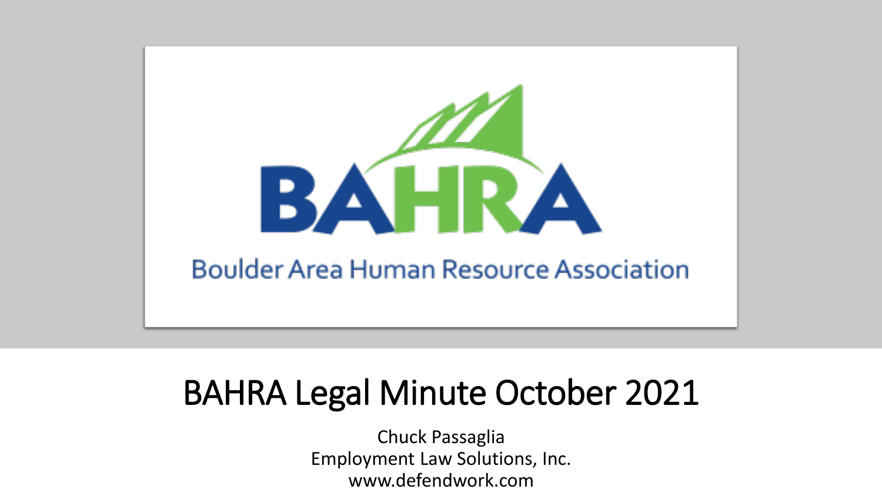BAHRA

Boulder Area Human Resource Association

# BAHRA Legal Minute October 2021

Chuck Passaglia
Employment Law Solutions, Inc.
www.defendwork.com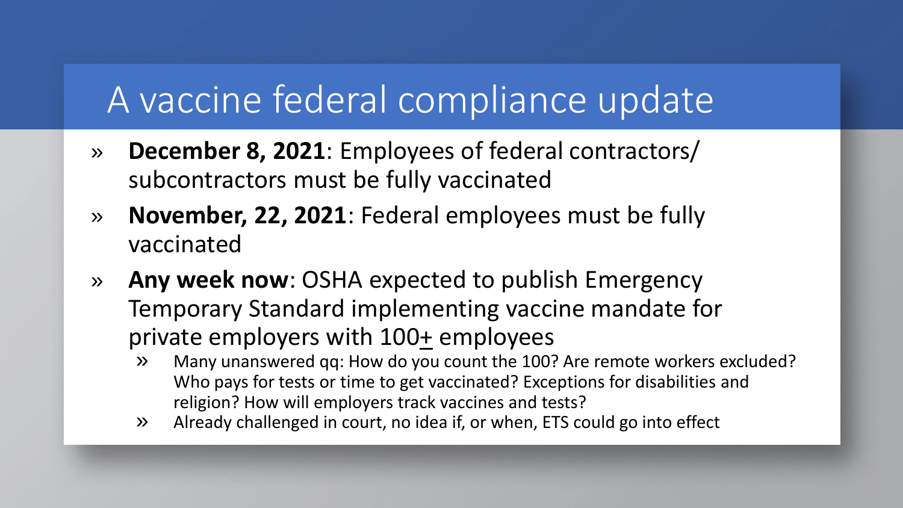# A vaccine federal compliance update

- **December 8, 2021**: Employees of federal contractors/ subcontractors must be fully vaccinated
- **November, 22, 2021**: Federal employees must be fully vaccinated
- **Any week now**: OSHA expected to publish Emergency Temporary Standard implementing vaccine mandate for private employers with 100+ employees
  - Many unanswered qq: How do you count the 100? Are remote workers excluded? Who pays for tests or time to get vaccinated? Exceptions for disabilities and religion? How will employers track vaccines and tests?
  - Already challenged in court, no idea if, or when, ETS could go into effect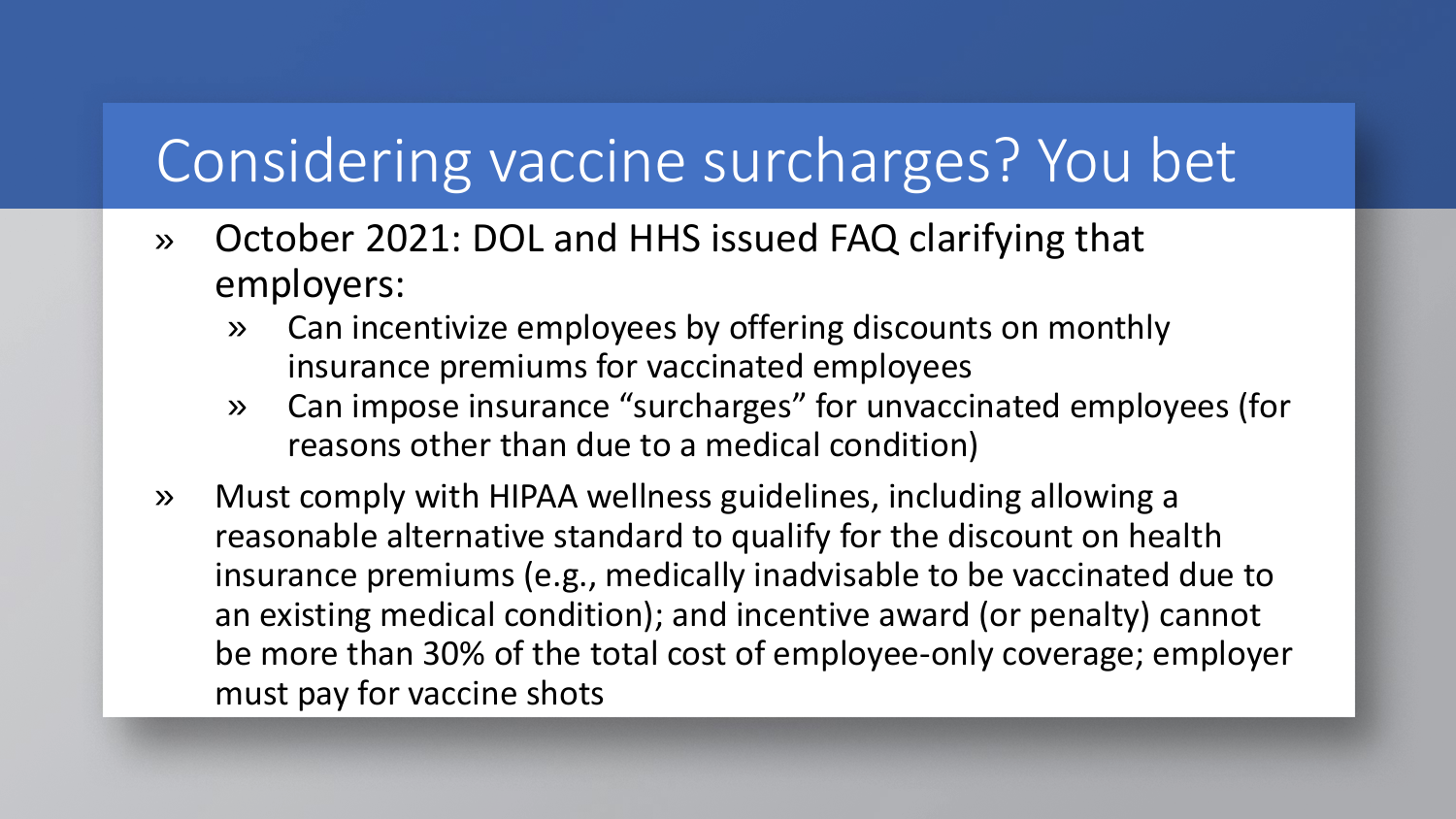# Considering vaccine surcharges? You bet

- October 2021: DOL and HHS issued FAQ clarifying that employers:
  - Can incentivize employees by offering discounts on monthly insurance premiums for vaccinated employees
  - Can impose insurance "surcharges" for unvaccinated employees (for reasons other than due to a medical condition)
- Must comply with HIPAA wellness guidelines, including allowing a reasonable alternative standard to qualify for the discount on health insurance premiums (e.g., medically inadvisable to be vaccinated due to an existing medical condition); and incentive award (or penalty) cannot be more than 30% of the total cost of employee-only coverage; employer must pay for vaccine shots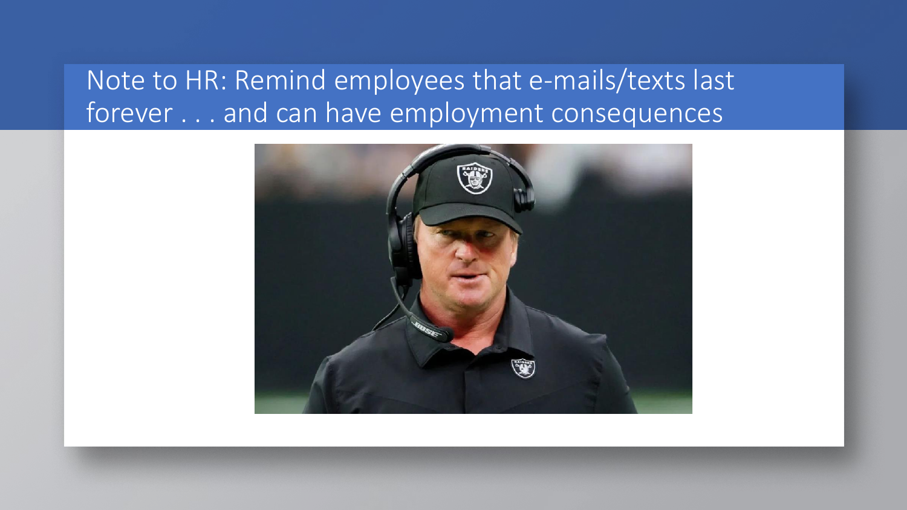# Note to HR: Remind employees that e-mails/texts last forever . . . and can have employment consequences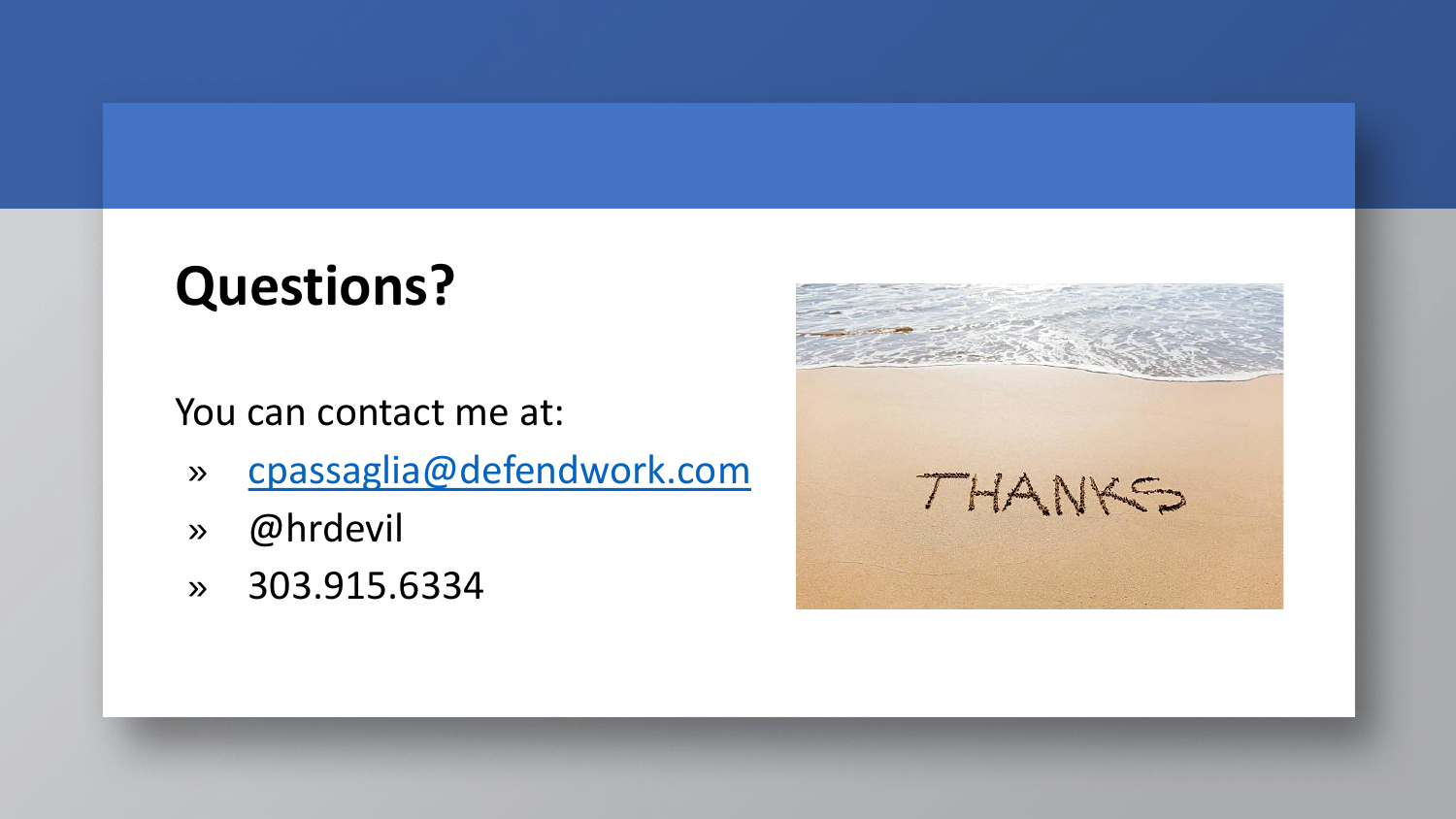# Questions?

You can contact me at:

- cpassaglia@defendwork.com
- @hrdevil
- 303.915.6334